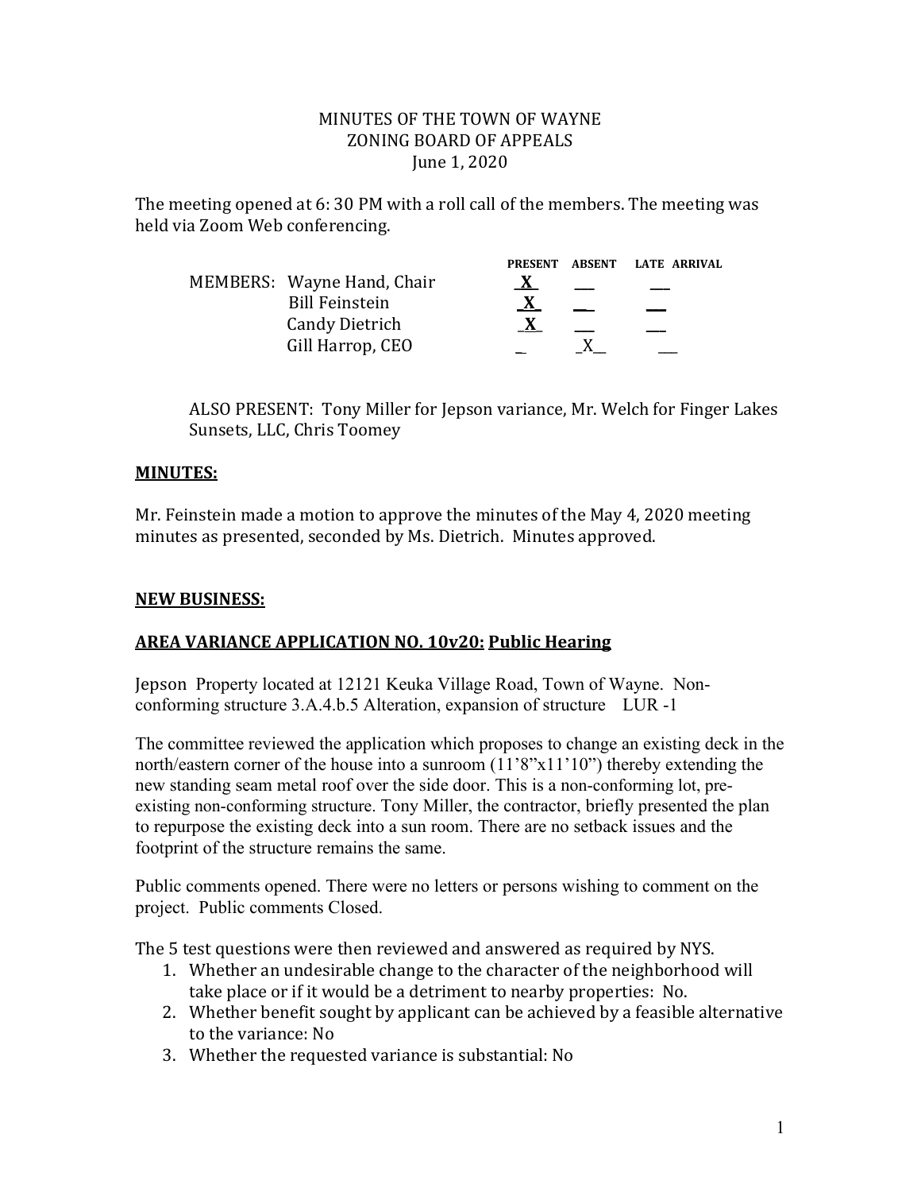MINUTES OF THE TOWN OF WAYNE
ZONING BOARD OF APPEALS
June 1, 2020

The meeting opened at 6: 30 PM with a roll call of the members. The meeting was held via Zoom Web conferencing.

| MEMBERS: | PRESENT | ABSENT | LATE ARRIVAL |
|---|---|---|---|
| Wayne Hand, Chair | X | | |
| Bill Feinstein | X | | |
| Candy Dietrich | X | | |
| Gill Harrop, CEO | | X | |

ALSO PRESENT: Tony Miller for Jepson variance, Mr. Welch for Finger Lakes Sunsets, LLC, Chris Toomey

## MINUTES:

Mr. Feinstein made a motion to approve the minutes of the May 4, 2020 meeting minutes as presented, seconded by Ms. Dietrich. Minutes approved.

## NEW BUSINESS:

## AREA VARIANCE APPLICATION NO. 10v20: Public Hearing

Jepson Property located at 12121 Keuka Village Road, Town of Wayne. Non-conforming structure 3.A.4.b.5 Alteration, expansion of structure LUR -1

The committee reviewed the application which proposes to change an existing deck in the north/eastern corner of the house into a sunroom (11'8"x11'10") thereby extending the new standing seam metal roof over the side door. This is a non-conforming lot, pre-existing non-conforming structure. Tony Miller, the contractor, briefly presented the plan to repurpose the existing deck into a sun room. There are no setback issues and the footprint of the structure remains the same.

Public comments opened. There were no letters or persons wishing to comment on the project. Public comments Closed.

The 5 test questions were then reviewed and answered as required by NYS.

1. Whether an undesirable change to the character of the neighborhood will take place or if it would be a detriment to nearby properties: No.
2. Whether benefit sought by applicant can be achieved by a feasible alternative to the variance: No
3. Whether the requested variance is substantial: No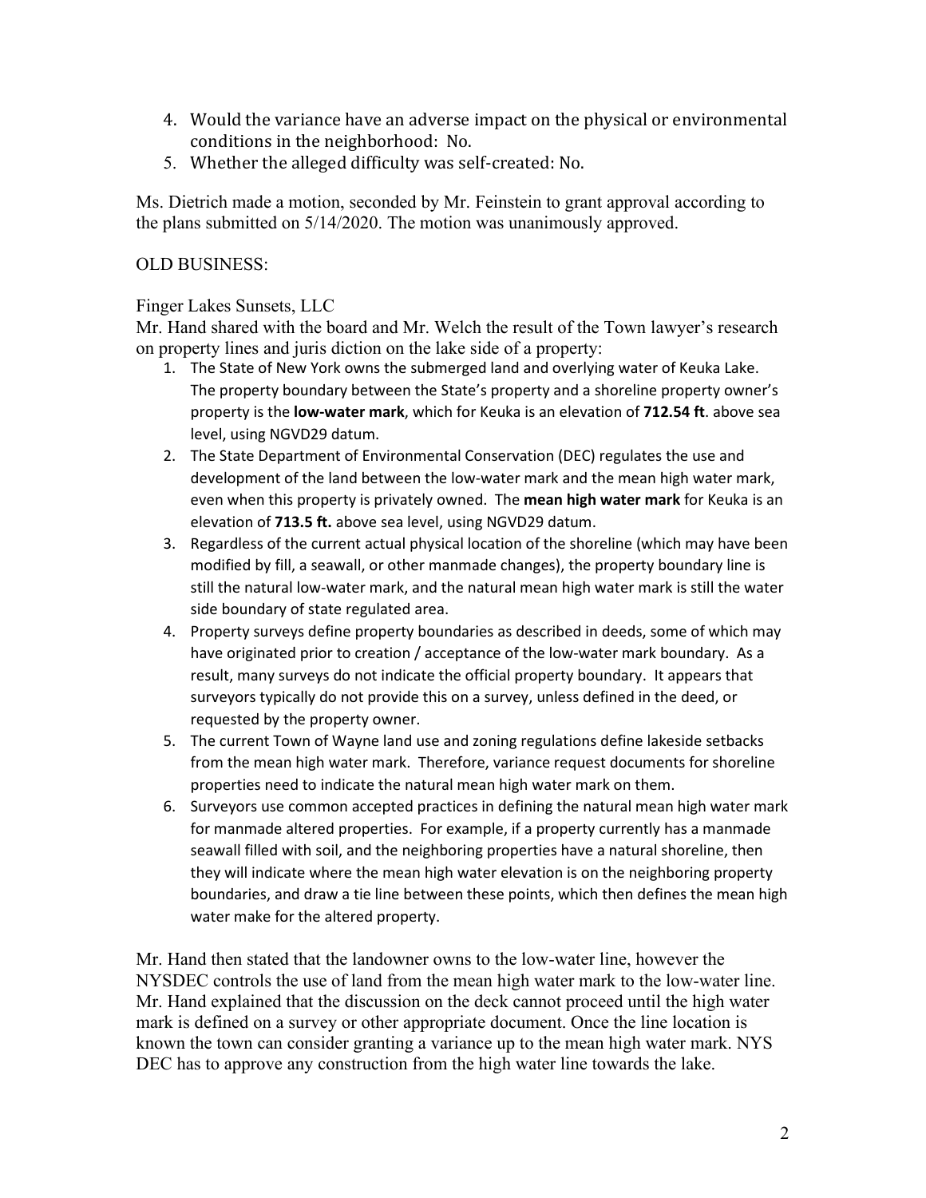4. Would the variance have an adverse impact on the physical or environmental conditions in the neighborhood: No.
5. Whether the alleged difficulty was self-created: No.

Ms. Dietrich made a motion, seconded by Mr. Feinstein to grant approval according to the plans submitted on 5/14/2020. The motion was unanimously approved.

OLD BUSINESS:

Finger Lakes Sunsets, LLC

Mr. Hand shared with the board and Mr. Welch the result of the Town lawyer's research on property lines and juris diction on the lake side of a property:

1. The State of New York owns the submerged land and overlying water of Keuka Lake. The property boundary between the State's property and a shoreline property owner's property is the **low-water mark**, which for Keuka is an elevation of **712.54 ft**. above sea level, using NGVD29 datum.
2. The State Department of Environmental Conservation (DEC) regulates the use and development of the land between the low-water mark and the mean high water mark, even when this property is privately owned. The **mean high water mark** for Keuka is an elevation of **713.5 ft.** above sea level, using NGVD29 datum.
3. Regardless of the current actual physical location of the shoreline (which may have been modified by fill, a seawall, or other manmade changes), the property boundary line is still the natural low-water mark, and the natural mean high water mark is still the water side boundary of state regulated area.
4. Property surveys define property boundaries as described in deeds, some of which may have originated prior to creation / acceptance of the low-water mark boundary. As a result, many surveys do not indicate the official property boundary. It appears that surveyors typically do not provide this on a survey, unless defined in the deed, or requested by the property owner.
5. The current Town of Wayne land use and zoning regulations define lakeside setbacks from the mean high water mark. Therefore, variance request documents for shoreline properties need to indicate the natural mean high water mark on them.
6. Surveyors use common accepted practices in defining the natural mean high water mark for manmade altered properties. For example, if a property currently has a manmade seawall filled with soil, and the neighboring properties have a natural shoreline, then they will indicate where the mean high water elevation is on the neighboring property boundaries, and draw a tie line between these points, which then defines the mean high water make for the altered property.

Mr. Hand then stated that the landowner owns to the low-water line, however the NYSDEC controls the use of land from the mean high water mark to the low-water line. Mr. Hand explained that the discussion on the deck cannot proceed until the high water mark is defined on a survey or other appropriate document. Once the line location is known the town can consider granting a variance up to the mean high water mark. NYS DEC has to approve any construction from the high water line towards the lake.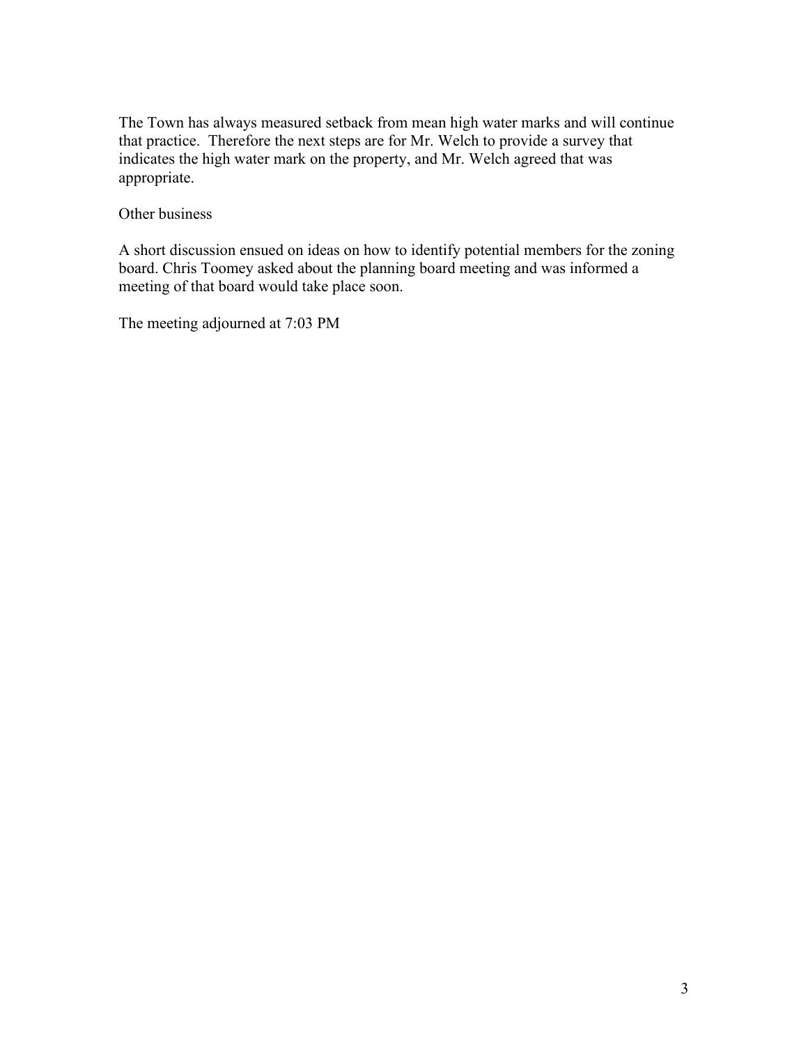The Town has always measured setback from mean high water marks and will continue that practice. Therefore the next steps are for Mr. Welch to provide a survey that indicates the high water mark on the property, and Mr. Welch agreed that was appropriate.

Other business

A short discussion ensued on ideas on how to identify potential members for the zoning board. Chris Toomey asked about the planning board meeting and was informed a meeting of that board would take place soon.

The meeting adjourned at 7:03 PM